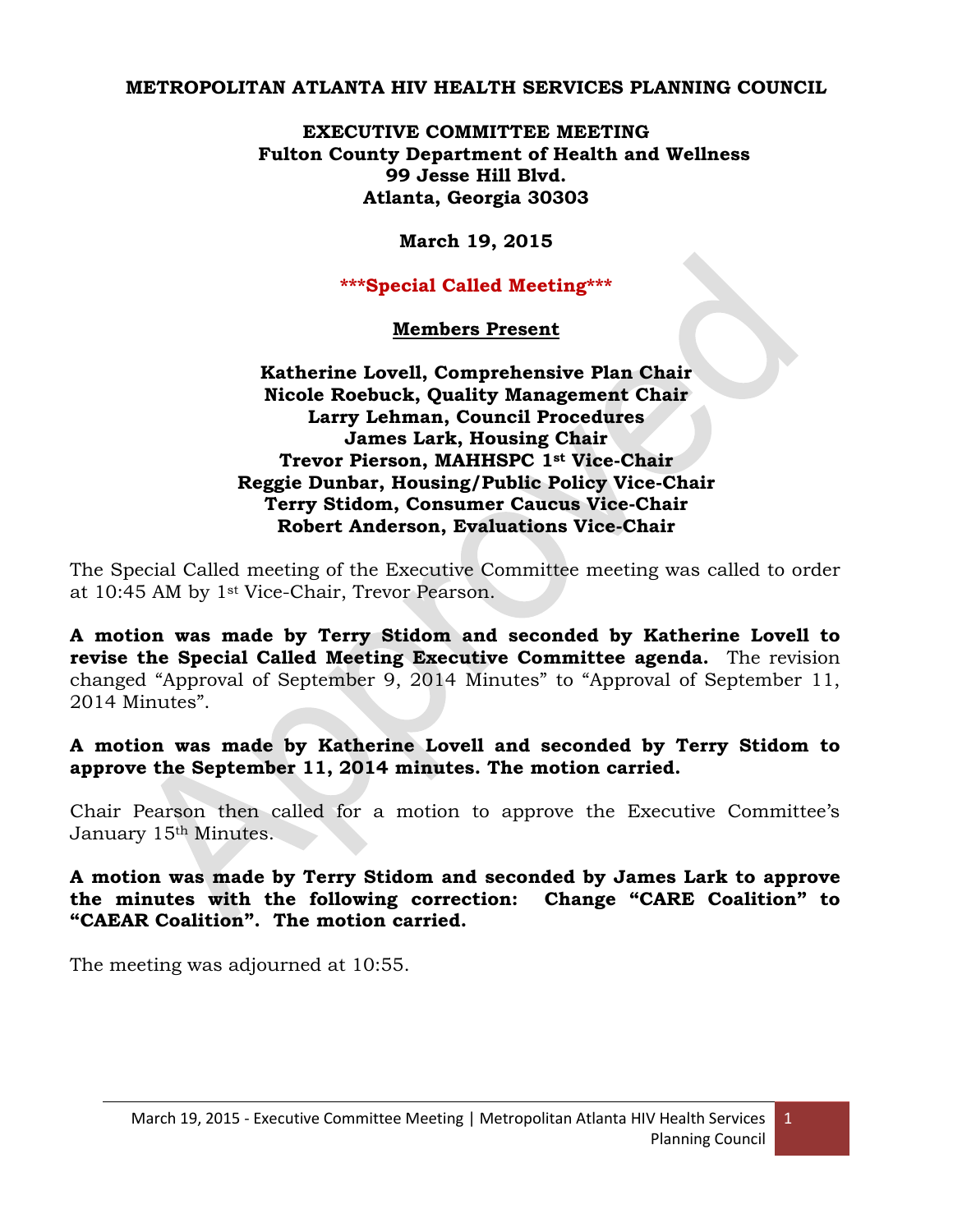**METROPOLITAN ATLANTA HIV HEALTH SERVICES PLANNING COUNCIL**

**EXECUTIVE COMMITTEE MEETING**
**Fulton County Department of Health and Wellness**
**99 Jesse Hill Blvd.**
**Atlanta, Georgia 30303**

**March 19, 2015**

**\*\*\*Special Called Meeting\*\*\***

**Members Present**

**Katherine Lovell, Comprehensive Plan Chair**
**Nicole Roebuck, Quality Management Chair**
**Larry Lehman, Council Procedures**
**James Lark, Housing Chair**
**Trevor Pierson, MAHHSPC 1st Vice-Chair**
**Reggie Dunbar, Housing/Public Policy Vice-Chair**
**Terry Stidom, Consumer Caucus Vice-Chair**
**Robert Anderson, Evaluations Vice-Chair**

The Special Called meeting of the Executive Committee meeting was called to order at 10:45 AM by 1st Vice-Chair, Trevor Pearson.

**A motion was made by Terry Stidom and seconded by Katherine Lovell to revise the Special Called Meeting Executive Committee agenda.** The revision changed "Approval of September 9, 2014 Minutes" to "Approval of September 11, 2014 Minutes".

**A motion was made by Katherine Lovell and seconded by Terry Stidom to approve the September 11, 2014 minutes. The motion carried.**

Chair Pearson then called for a motion to approve the Executive Committee's January 15th Minutes.

**A motion was made by Terry Stidom and seconded by James Lark to approve the minutes with the following correction: Change "CARE Coalition" to "CAEAR Coalition". The motion carried.**

The meeting was adjourned at 10:55.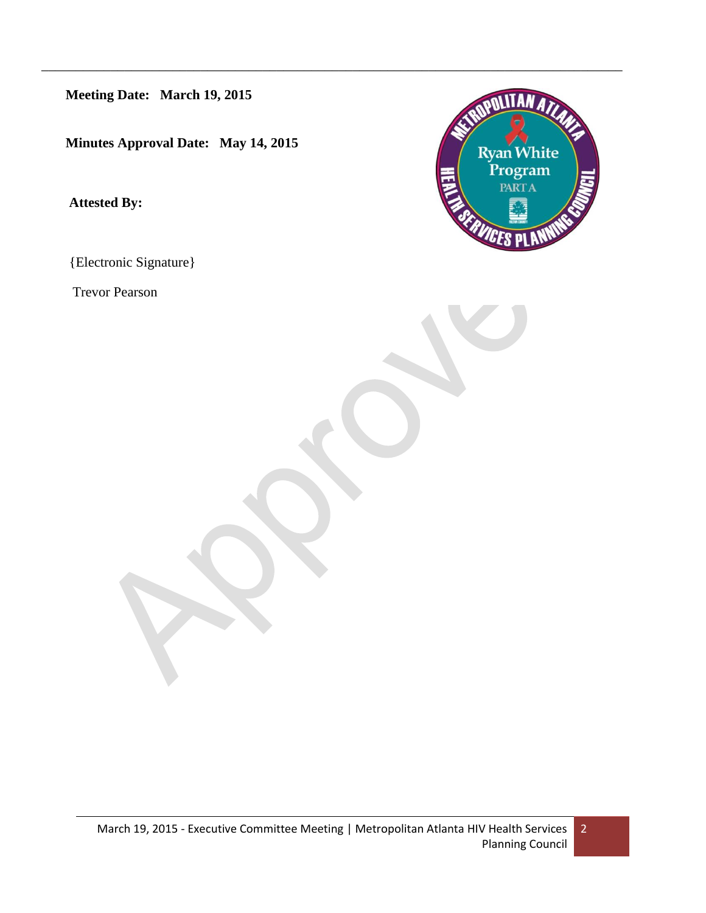**Meeting Date: March 19, 2015**

**Minutes Approval Date: May 14, 2015**

**Attested By:**

{Electronic Signature}

Trevor Pearson